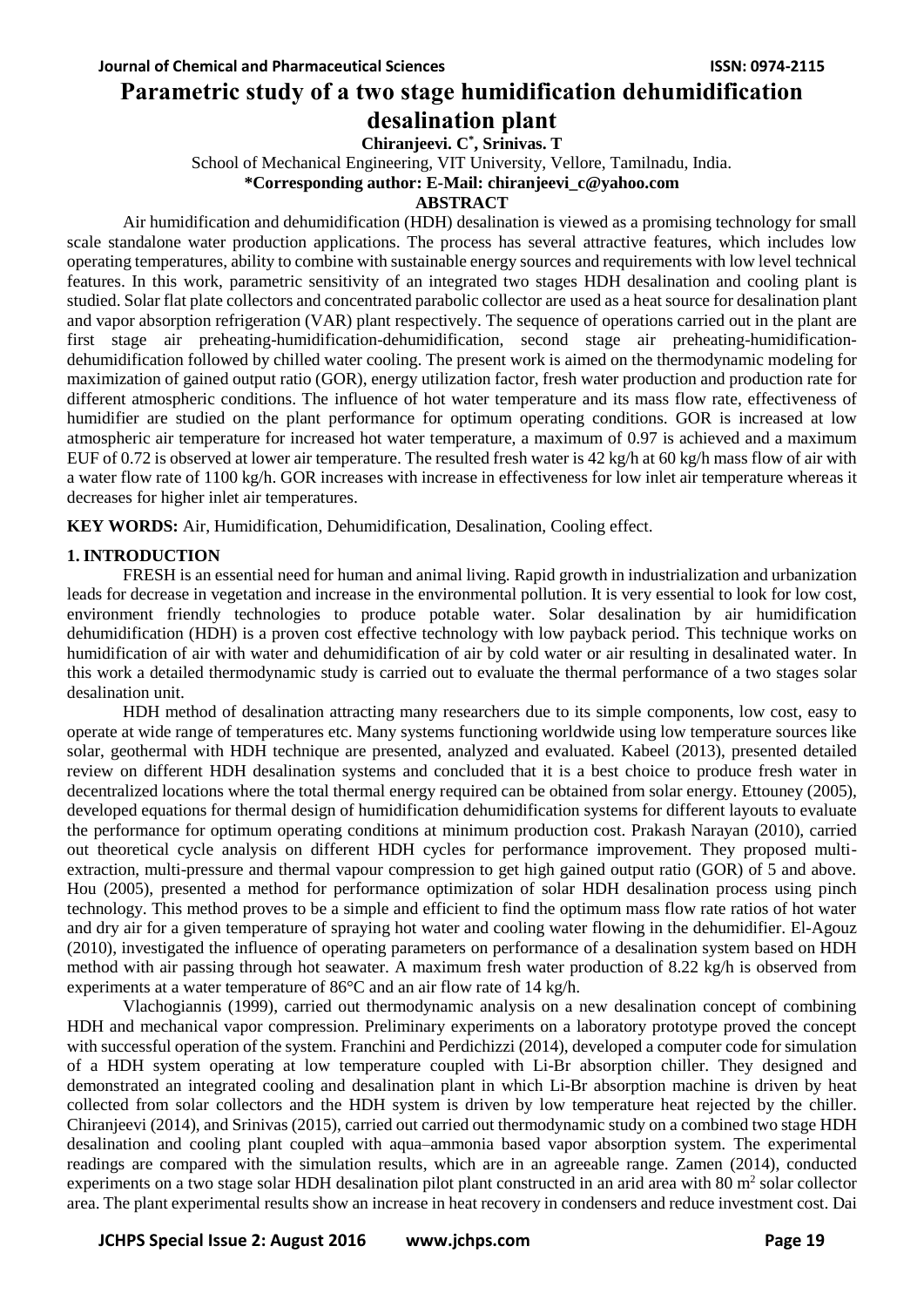# Parametric study of a two stage humidification dehumidification desalination plant

**Chiranjeevi. C[*], Srinivas. T**

School of Mechanical Engineering, VIT University, Vellore, Tamilnadu, India.

**\*Corresponding author: E-Mail: chiranjeevi_c@yahoo.com**

## ABSTRACT

Air humidification and dehumidification (HDH) desalination is viewed as a promising technology for small scale standalone water production applications. The process has several attractive features, which includes low operating temperatures, ability to combine with sustainable energy sources and requirements with low level technical features. In this work, parametric sensitivity of an integrated two stages HDH desalination and cooling plant is studied. Solar flat plate collectors and concentrated parabolic collector are used as a heat source for desalination plant and vapor absorption refrigeration (VAR) plant respectively. The sequence of operations carried out in the plant are first stage air preheating-humidification-dehumidification, second stage air preheating-humidification-dehumidification followed by chilled water cooling. The present work is aimed on the thermodynamic modeling for maximization of gained output ratio (GOR), energy utilization factor, fresh water production and production rate for different atmospheric conditions. The influence of hot water temperature and its mass flow rate, effectiveness of humidifier are studied on the plant performance for optimum operating conditions. GOR is increased at low atmospheric air temperature for increased hot water temperature, a maximum of 0.97 is achieved and a maximum EUF of 0.72 is observed at lower air temperature. The resulted fresh water is 42 kg/h at 60 kg/h mass flow of air with a water flow rate of 1100 kg/h. GOR increases with increase in effectiveness for low inlet air temperature whereas it decreases for higher inlet air temperatures.

**KEY WORDS:** Air, Humidification, Dehumidification, Desalination, Cooling effect.

## 1. INTRODUCTION

FRESH is an essential need for human and animal living. Rapid growth in industrialization and urbanization leads for decrease in vegetation and increase in the environmental pollution. It is very essential to look for low cost, environment friendly technologies to produce potable water. Solar desalination by air humidification dehumidification (HDH) is a proven cost effective technology with low payback period. This technique works on humidification of air with water and dehumidification of air by cold water or air resulting in desalinated water. In this work a detailed thermodynamic study is carried out to evaluate the thermal performance of a two stages solar desalination unit.

HDH method of desalination attracting many researchers due to its simple components, low cost, easy to operate at wide range of temperatures etc. Many systems functioning worldwide using low temperature sources like solar, geothermal with HDH technique are presented, analyzed and evaluated. Kabeel (2013), presented detailed review on different HDH desalination systems and concluded that it is a best choice to produce fresh water in decentralized locations where the total thermal energy required can be obtained from solar energy. Ettouney (2005), developed equations for thermal design of humidification dehumidification systems for different layouts to evaluate the performance for optimum operating conditions at minimum production cost. Prakash Narayan (2010), carried out theoretical cycle analysis on different HDH cycles for performance improvement. They proposed multi-extraction, multi-pressure and thermal vapour compression to get high gained output ratio (GOR) of 5 and above. Hou (2005), presented a method for performance optimization of solar HDH desalination process using pinch technology. This method proves to be a simple and efficient to find the optimum mass flow rate ratios of hot water and dry air for a given temperature of spraying hot water and cooling water flowing in the dehumidifier. El-Agouz (2010), investigated the influence of operating parameters on performance of a desalination system based on HDH method with air passing through hot seawater. A maximum fresh water production of 8.22 kg/h is observed from experiments at a water temperature of 86°C and an air flow rate of 14 kg/h.

Vlachogiannis (1999), carried out thermodynamic analysis on a new desalination concept of combining HDH and mechanical vapor compression. Preliminary experiments on a laboratory prototype proved the concept with successful operation of the system. Franchini and Perdichizzi (2014), developed a computer code for simulation of a HDH system operating at low temperature coupled with Li-Br absorption chiller. They designed and demonstrated an integrated cooling and desalination plant in which Li-Br absorption machine is driven by heat collected from solar collectors and the HDH system is driven by low temperature heat rejected by the chiller. Chiranjeevi (2014), and Srinivas (2015), carried out carried out thermodynamic study on a combined two stage HDH desalination and cooling plant coupled with aqua–ammonia based vapor absorption system. The experimental readings are compared with the simulation results, which are in an agreeable range. Zamen (2014), conducted experiments on a two stage solar HDH desalination pilot plant constructed in an arid area with 80 m$^2$ solar collector area. The plant experimental results show an increase in heat recovery in condensers and reduce investment cost. Dai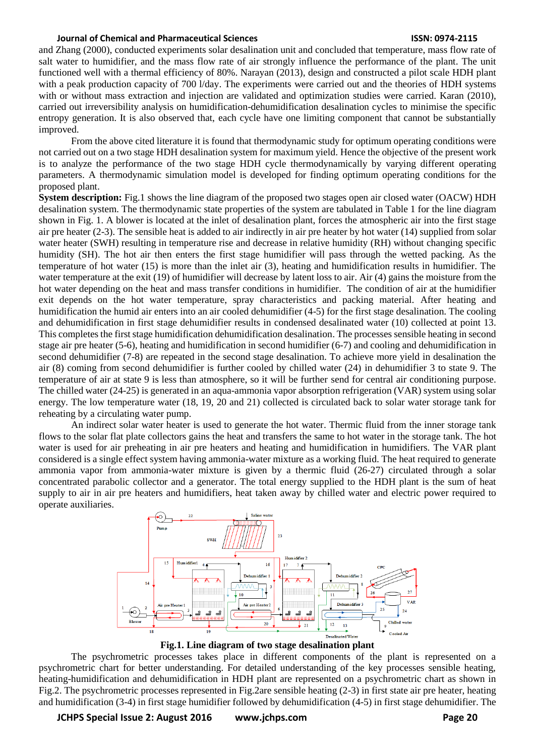and Zhang (2000), conducted experiments solar desalination unit and concluded that temperature, mass flow rate of salt water to humidifier, and the mass flow rate of air strongly influence the performance of the plant. The unit functioned well with a thermal efficiency of 80%. Narayan (2013), design and constructed a pilot scale HDH plant with a peak production capacity of 700 l/day. The experiments were carried out and the theories of HDH systems with or without mass extraction and injection are validated and optimization studies were carried. Karan (2010), carried out irreversibility analysis on humidification-dehumidification desalination cycles to minimise the specific entropy generation. It is also observed that, each cycle have one limiting component that cannot be substantially improved.

From the above cited literature it is found that thermodynamic study for optimum operating conditions were not carried out on a two stage HDH desalination system for maximum yield. Hence the objective of the present work is to analyze the performance of the two stage HDH cycle thermodynamically by varying different operating parameters. A thermodynamic simulation model is developed for finding optimum operating conditions for the proposed plant.

**System description:** Fig.1 shows the line diagram of the proposed two stages open air closed water (OACW) HDH desalination system. The thermodynamic state properties of the system are tabulated in Table 1 for the line diagram shown in Fig. 1. A blower is located at the inlet of desalination plant, forces the atmospheric air into the first stage air pre heater (2-3). The sensible heat is added to air indirectly in air pre heater by hot water (14) supplied from solar water heater (SWH) resulting in temperature rise and decrease in relative humidity (RH) without changing specific humidity (SH). The hot air then enters the first stage humidifier will pass through the wetted packing. As the temperature of hot water (15) is more than the inlet air (3), heating and humidification results in humidifier. The water temperature at the exit (19) of humidifier will decrease by latent loss to air. Air (4) gains the moisture from the hot water depending on the heat and mass transfer conditions in humidifier. The condition of air at the humidifier exit depends on the hot water temperature, spray characteristics and packing material. After heating and humidification the humid air enters into an air cooled dehumidifier (4-5) for the first stage desalination. The cooling and dehumidification in first stage dehumidifier results in condensed desalinated water (10) collected at point 13. This completes the first stage humidification dehumidification desalination. The processes sensible heating in second stage air pre heater (5-6), heating and humidification in second humidifier (6-7) and cooling and dehumidification in second dehumidifier (7-8) are repeated in the second stage desalination. To achieve more yield in desalination the air (8) coming from second dehumidifier is further cooled by chilled water (24) in dehumidifier 3 to state 9. The temperature of air at state 9 is less than atmosphere, so it will be further send for central air conditioning purpose. The chilled water (24-25) is generated in an aqua-ammonia vapor absorption refrigeration (VAR) system using solar energy. The low temperature water (18, 19, 20 and 21) collected is circulated back to solar water storage tank for reheating by a circulating water pump.

An indirect solar water heater is used to generate the hot water. Thermic fluid from the inner storage tank flows to the solar flat plate collectors gains the heat and transfers the same to hot water in the storage tank. The hot water is used for air preheating in air pre heaters and heating and humidification in humidifiers. The VAR plant considered is a single effect system having ammonia-water mixture as a working fluid. The heat required to generate ammonia vapor from ammonia-water mixture is given by a thermic fluid (26-27) circulated through a solar concentrated parabolic collector and a generator. The total energy supplied to the HDH plant is the sum of heat supply to air in air pre heaters and humidifiers, heat taken away by chilled water and electric power required to operate auxiliaries.

**Fig.1. Line diagram of two stage desalination plant**

The psychrometric processes takes place in different components of the plant is represented on a psychrometric chart for better understanding. For detailed understanding of the key processes sensible heating, heating-humidification and dehumidification in HDH plant are represented on a psychrometric chart as shown in Fig.2. The psychrometric processes represented in Fig.2are sensible heating (2-3) in first state air pre heater, heating and humidification (3-4) in first stage humidifier followed by dehumidification (4-5) in first stage dehumidifier. The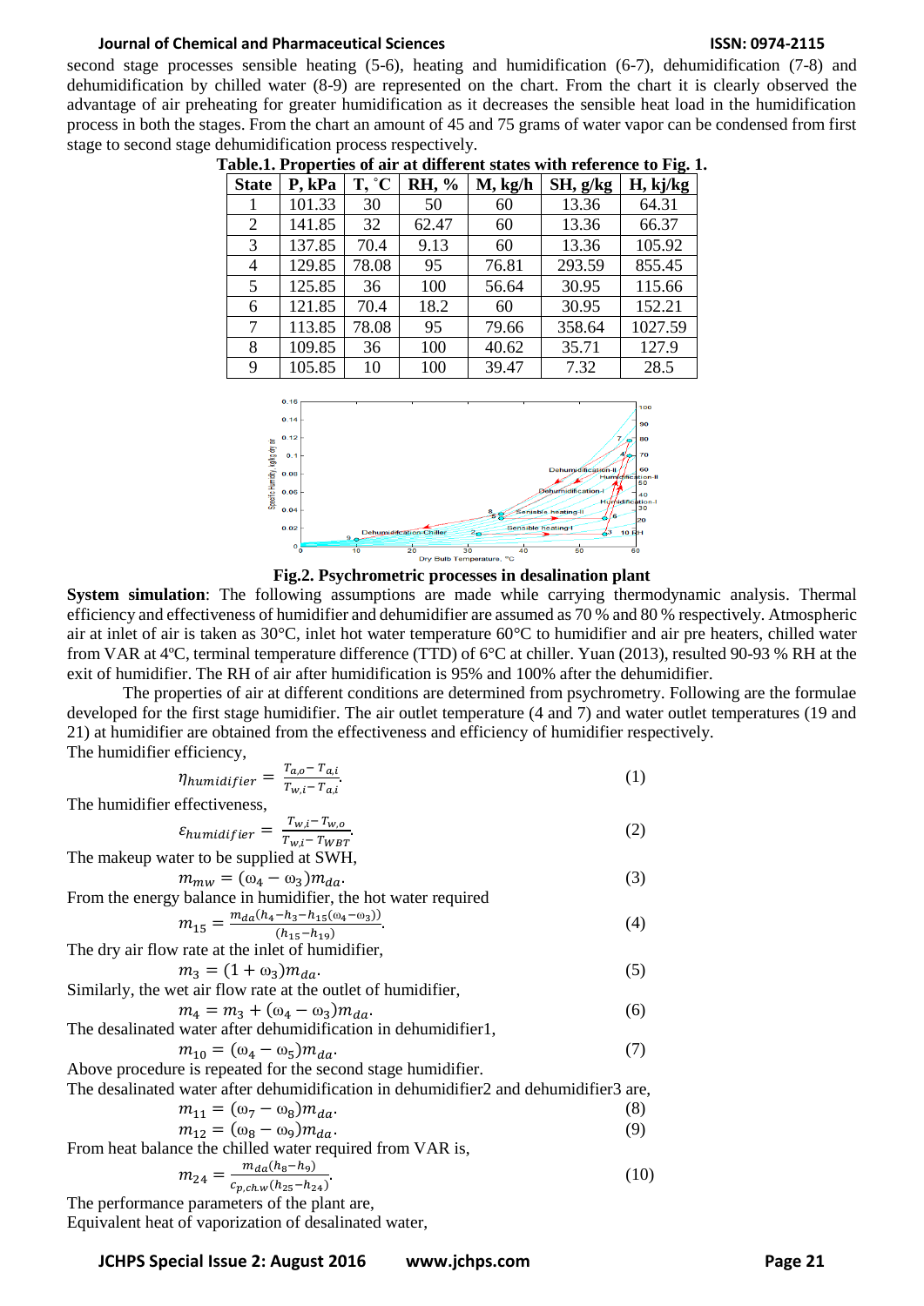second stage processes sensible heating (5-6), heating and humidification (6-7), dehumidification (7-8) and dehumidification by chilled water (8-9) are represented on the chart. From the chart it is clearly observed the advantage of air preheating for greater humidification as it decreases the sensible heat load in the humidification process in both the stages. From the chart an amount of 45 and 75 grams of water vapor can be condensed from first stage to second stage dehumidification process respectively.

**Table.1. Properties of air at different states with reference to Fig. 1.**

| State | P, kPa | T, °C | RH, % | M, kg/h | SH, g/kg | H, kj/kg |
|---|---|---|---|---|---|---|
| 1 | 101.33 | 30 | 50 | 60 | 13.36 | 64.31 |
| 2 | 141.85 | 32 | 62.47 | 60 | 13.36 | 66.37 |
| 3 | 137.85 | 70.4 | 9.13 | 60 | 13.36 | 105.92 |
| 4 | 129.85 | 78.08 | 95 | 76.81 | 293.59 | 855.45 |
| 5 | 125.85 | 36 | 100 | 56.64 | 30.95 | 115.66 |
| 6 | 121.85 | 70.4 | 18.2 | 60 | 30.95 | 152.21 |
| 7 | 113.85 | 78.08 | 95 | 79.66 | 358.64 | 1027.59 |
| 8 | 109.85 | 36 | 100 | 40.62 | 35.71 | 127.9 |
| 9 | 105.85 | 10 | 100 | 39.47 | 7.32 | 28.5 |

**Fig.2. Psychrometric processes in desalination plant**

**System simulation**: The following assumptions are made while carrying thermodynamic analysis. Thermal efficiency and effectiveness of humidifier and dehumidifier are assumed as 70 % and 80 % respectively. Atmospheric air at inlet of air is taken as 30°C, inlet hot water temperature 60°C to humidifier and air pre heaters, chilled water from VAR at 4ºC, terminal temperature difference (TTD) of 6°C at chiller. Yuan (2013), resulted 90-93 % RH at the exit of humidifier. The RH of air after humidification is 95% and 100% after the dehumidifier.

The properties of air at different conditions are determined from psychrometry. Following are the formulae developed for the first stage humidifier. The air outlet temperature (4 and 7) and water outlet temperatures (19 and 21) at humidifier are obtained from the effectiveness and efficiency of humidifier respectively.

The humidifier efficiency,

$$\eta_{humidifier} = \frac{T_{a,o} - T_{a,i}}{T_{w,i} - T_{a,i}}. \quad (1)$$

The humidifier effectiveness,

$$\varepsilon_{humidifier} = \frac{T_{w,i} - T_{w,o}}{T_{w,i} - T_{WBT}}. \quad (2)$$

The makeup water to be supplied at SWH,

$$m_{mw} = (\omega_4 - \omega_3) m_{da}. \quad (3)$$

From the energy balance in humidifier, the hot water required

$$m_{15} = \frac{m_{da}(h_4 - h_3 - h_{15}(\omega_4 - \omega_3))}{(h_{15} - h_{19})}. \quad (4)$$

The dry air flow rate at the inlet of humidifier,

$$m_3 = (1 + \omega_3) m_{da}. \quad (5)$$

Similarly, the wet air flow rate at the outlet of humidifier,

$$m_4 = m_3 + (\omega_4 - \omega_3) m_{da}. \quad (6)$$

The desalinated water after dehumidification in dehumidifier1,

$$m_{10} = (\omega_4 - \omega_5) m_{da}. \quad (7)$$

Above procedure is repeated for the second stage humidifier.

The desalinated water after dehumidification in dehumidifier2 and dehumidifier3 are,

$$m_{11} = (\omega_7 - \omega_8) m_{da}. \quad (8)$$

$$m_{12} = (\omega_8 - \omega_9) m_{da}. \quad (9)$$

From heat balance the chilled water required from VAR is,

$$m_{24} = \frac{m_{da}(h_8 - h_9)}{c_{p,ch.w}(h_{25} - h_{24})}. \quad (10)$$

The performance parameters of the plant are,

Equivalent heat of vaporization of desalinated water,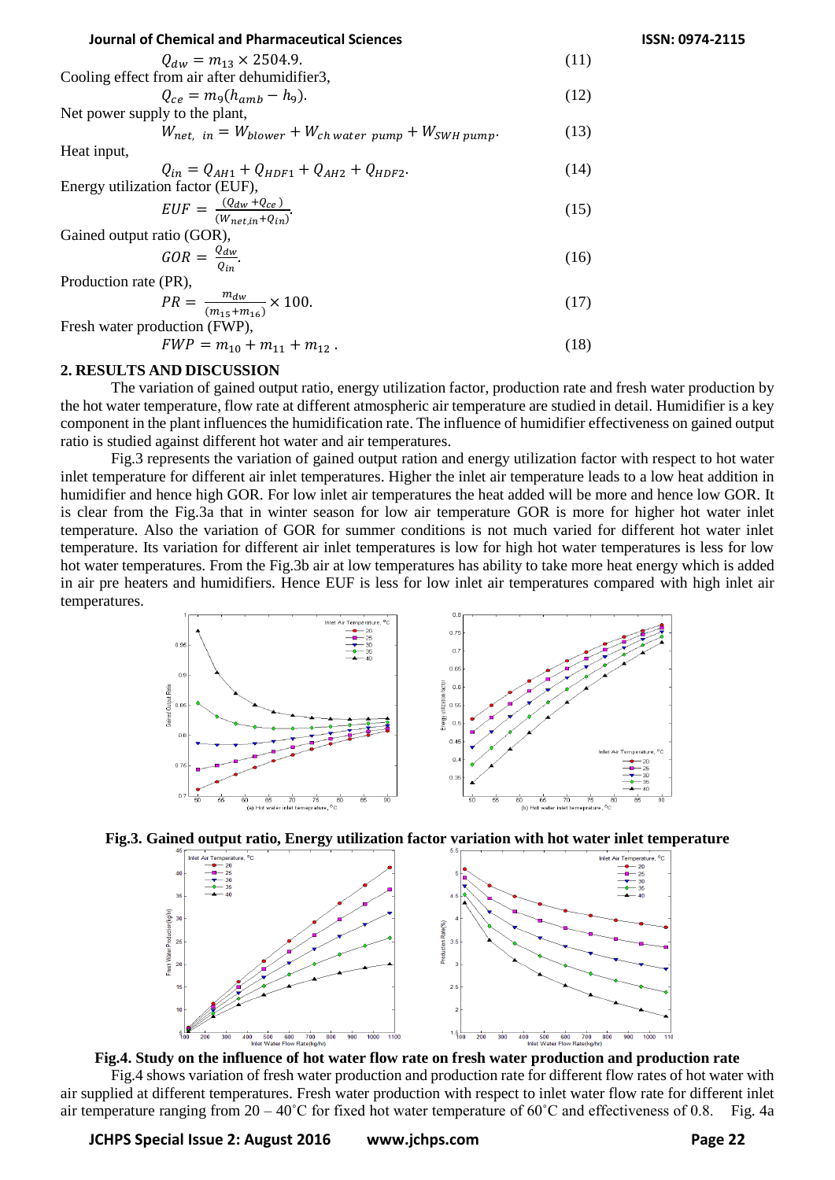$$Q_{dw} = m_{13} \times 2504.9. \quad (11)$$

Cooling effect from air after dehumidifier3,

$$Q_{ce} = m_9(h_{amb} - h_9). \quad (12)$$

Net power supply to the plant,

$$W_{net,\ in} = W_{blower} + W_{ch\ water\ pump} + W_{SWH\ pump}. \quad (13)$$

Heat input,

$$Q_{in} = Q_{AH1} + Q_{HDF1} + Q_{AH2} + Q_{HDF2}. \quad (14)$$

Energy utilization factor (EUF),

$$EUF = \frac{(Q_{dw} + Q_{ce})}{(W_{net,in} + Q_{in})}. \quad (15)$$

Gained output ratio (GOR),

$$GOR = \frac{Q_{dw}}{Q_{in}}. \quad (16)$$

Production rate (PR),

$$PR = \frac{m_{dw}}{(m_{15} + m_{16})} \times 100. \quad (17)$$

Fresh water production (FWP),

$$FWP = m_{10} + m_{11} + m_{12}. \quad (18)$$

## 2. RESULTS AND DISCUSSION

The variation of gained output ratio, energy utilization factor, production rate and fresh water production by the hot water temperature, flow rate at different atmospheric air temperature are studied in detail. Humidifier is a key component in the plant influences the humidification rate. The influence of humidifier effectiveness on gained output ratio is studied against different hot water and air temperatures.

Fig.3 represents the variation of gained output ration and energy utilization factor with respect to hot water inlet temperature for different air inlet temperatures. Higher the inlet air temperature leads to a low heat addition in humidifier and hence high GOR. For low inlet air temperatures the heat added will be more and hence low GOR. It is clear from the Fig.3a that in winter season for low air temperature GOR is more for higher hot water inlet temperature. Also the variation of GOR for summer conditions is not much varied for different hot water inlet temperature. Its variation for different air inlet temperatures is low for high hot water temperatures is less for low hot water temperatures. From the Fig.3b air at low temperatures has ability to take more heat energy which is added in air pre heaters and humidifiers. Hence EUF is less for low inlet air temperatures compared with high inlet air temperatures.

**Fig.3. Gained output ratio, Energy utilization factor variation with hot water inlet temperature**

**Fig.4. Study on the influence of hot water flow rate on fresh water production and production rate**

Fig.4 shows variation of fresh water production and production rate for different flow rates of hot water with air supplied at different temperatures. Fresh water production with respect to inlet water flow rate for different inlet air temperature ranging from 20 – 40˚C for fixed hot water temperature of 60˚C and effectiveness of 0.8. Fig. 4a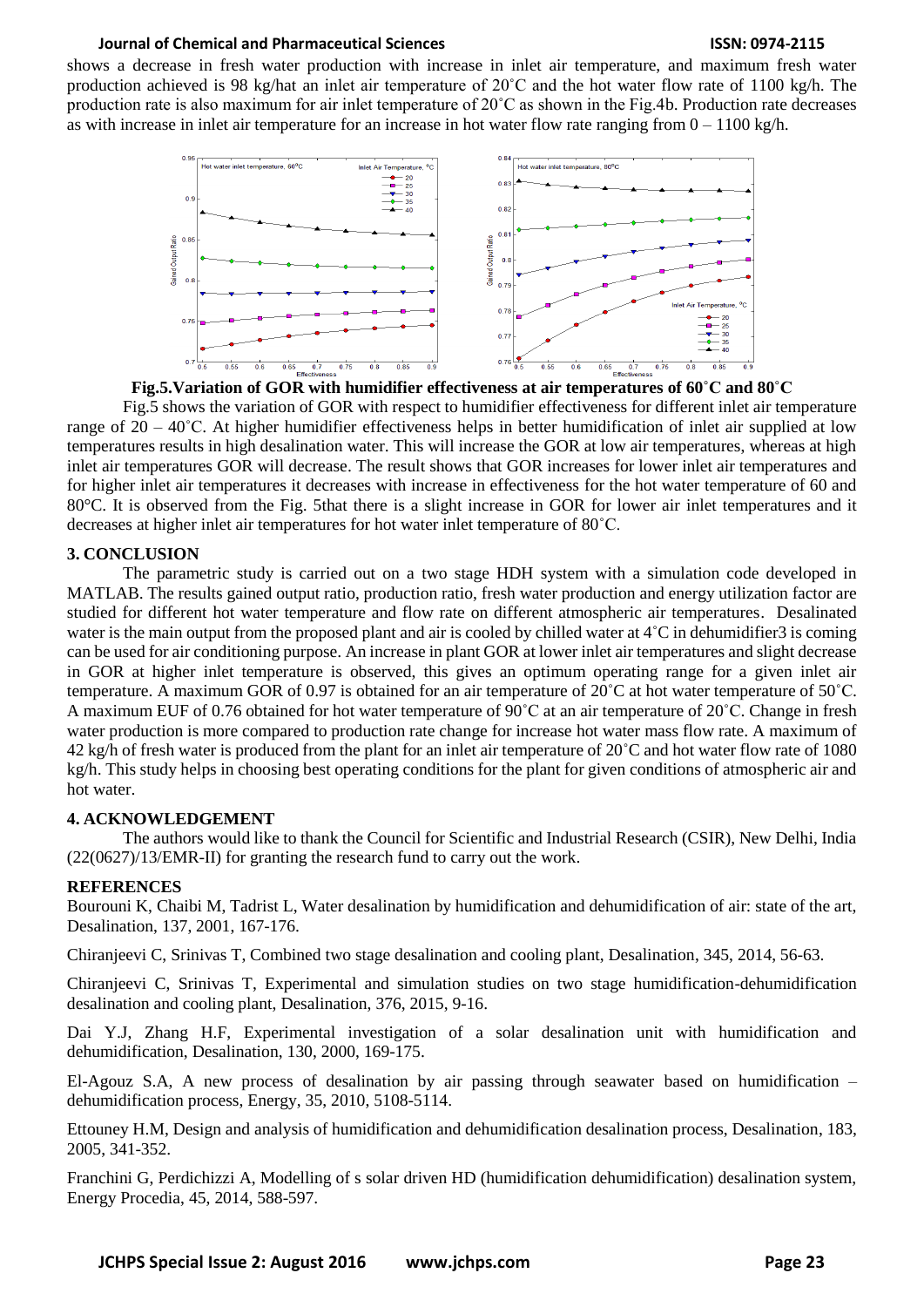shows a decrease in fresh water production with increase in inlet air temperature, and maximum fresh water production achieved is 98 kg/hat an inlet air temperature of 20˚C and the hot water flow rate of 1100 kg/h. The production rate is also maximum for air inlet temperature of 20˚C as shown in the Fig.4b. Production rate decreases as with increase in inlet air temperature for an increase in hot water flow rate ranging from 0 – 1100 kg/h.

**Fig.5.Variation of GOR with humidifier effectiveness at air temperatures of 60˚C and 80˚C**

Fig.5 shows the variation of GOR with respect to humidifier effectiveness for different inlet air temperature range of 20 – 40˚C. At higher humidifier effectiveness helps in better humidification of inlet air supplied at low temperatures results in high desalination water. This will increase the GOR at low air temperatures, whereas at high inlet air temperatures GOR will decrease. The result shows that GOR increases for lower inlet air temperatures and for higher inlet air temperatures it decreases with increase in effectiveness for the hot water temperature of 60 and 80°C. It is observed from the Fig. 5that there is a slight increase in GOR for lower air inlet temperatures and it decreases at higher inlet air temperatures for hot water inlet temperature of 80˚C.

## 3. CONCLUSION

The parametric study is carried out on a two stage HDH system with a simulation code developed in MATLAB. The results gained output ratio, production ratio, fresh water production and energy utilization factor are studied for different hot water temperature and flow rate on different atmospheric air temperatures. Desalinated water is the main output from the proposed plant and air is cooled by chilled water at 4˚C in dehumidifier3 is coming can be used for air conditioning purpose. An increase in plant GOR at lower inlet air temperatures and slight decrease in GOR at higher inlet temperature is observed, this gives an optimum operating range for a given inlet air temperature. A maximum GOR of 0.97 is obtained for an air temperature of 20˚C at hot water temperature of 50˚C. A maximum EUF of 0.76 obtained for hot water temperature of 90˚C at an air temperature of 20˚C. Change in fresh water production is more compared to production rate change for increase hot water mass flow rate. A maximum of 42 kg/h of fresh water is produced from the plant for an inlet air temperature of 20˚C and hot water flow rate of 1080 kg/h. This study helps in choosing best operating conditions for the plant for given conditions of atmospheric air and hot water.

## 4. ACKNOWLEDGEMENT

The authors would like to thank the Council for Scientific and Industrial Research (CSIR), New Delhi, India (22(0627)/13/EMR-II) for granting the research fund to carry out the work.

## REFERENCES

Bourouni K, Chaibi M, Tadrist L, Water desalination by humidification and dehumidification of air: state of the art, Desalination, 137, 2001, 167-176.

Chiranjeevi C, Srinivas T, Combined two stage desalination and cooling plant, Desalination, 345, 2014, 56-63.

Chiranjeevi C, Srinivas T, Experimental and simulation studies on two stage humidification-dehumidification desalination and cooling plant, Desalination, 376, 2015, 9-16.

Dai Y.J, Zhang H.F, Experimental investigation of a solar desalination unit with humidification and dehumidification, Desalination, 130, 2000, 169-175.

El-Agouz S.A, A new process of desalination by air passing through seawater based on humidification – dehumidification process, Energy, 35, 2010, 5108-5114.

Ettouney H.M, Design and analysis of humidification and dehumidification desalination process, Desalination, 183, 2005, 341-352.

Franchini G, Perdichizzi A, Modelling of s solar driven HD (humidification dehumidification) desalination system, Energy Procedia, 45, 2014, 588-597.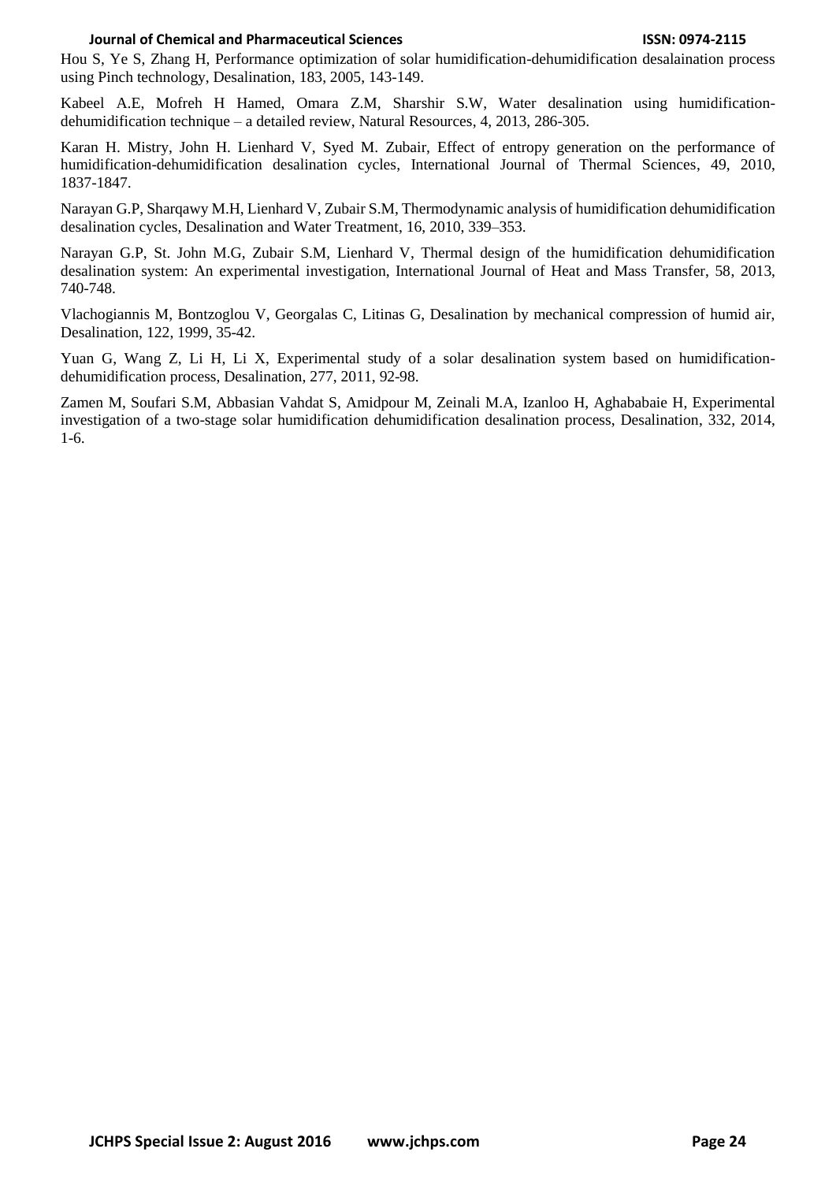Hou S, Ye S, Zhang H, Performance optimization of solar humidification-dehumidification desalaination process using Pinch technology, Desalination, 183, 2005, 143-149.

Kabeel A.E, Mofreh H Hamed, Omara Z.M, Sharshir S.W, Water desalination using humidification-dehumidification technique – a detailed review, Natural Resources, 4, 2013, 286-305.

Karan H. Mistry, John H. Lienhard V, Syed M. Zubair, Effect of entropy generation on the performance of humidification-dehumidification desalination cycles, International Journal of Thermal Sciences, 49, 2010, 1837-1847.

Narayan G.P, Sharqawy M.H, Lienhard V, Zubair S.M, Thermodynamic analysis of humidification dehumidification desalination cycles, Desalination and Water Treatment, 16, 2010, 339–353.

Narayan G.P, St. John M.G, Zubair S.M, Lienhard V, Thermal design of the humidification dehumidification desalination system: An experimental investigation, International Journal of Heat and Mass Transfer, 58, 2013, 740-748.

Vlachogiannis M, Bontzoglou V, Georgalas C, Litinas G, Desalination by mechanical compression of humid air, Desalination, 122, 1999, 35-42.

Yuan G, Wang Z, Li H, Li X, Experimental study of a solar desalination system based on humidification-dehumidification process, Desalination, 277, 2011, 92-98.

Zamen M, Soufari S.M, Abbasian Vahdat S, Amidpour M, Zeinali M.A, Izanloo H, Aghababaie H, Experimental investigation of a two-stage solar humidification dehumidification desalination process, Desalination, 332, 2014, 1-6.